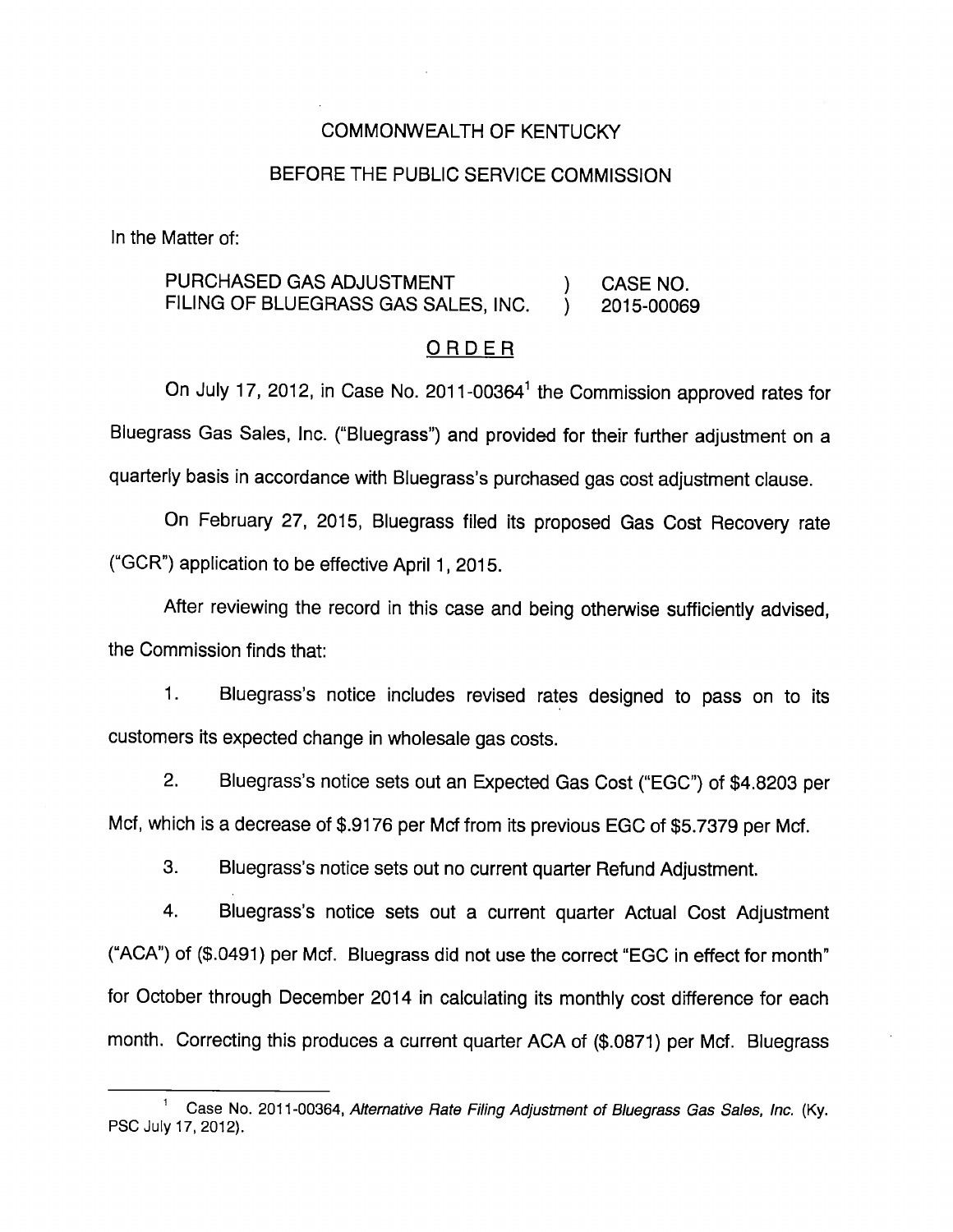COMMONWEALTH OF KENTUCKY

BEFORE THE PUBLIC SERVICE COMMISSION

In the Matter of:

| | | |
|---|---|---|
| PURCHASED GAS ADJUSTMENT FILING OF BLUEGRASS GAS SALES, INC. | ) ) | CASE NO. 2015-00069 |

ORDER

On July 17, 2012, in Case No. 2011-00364[1] the Commission approved rates for Bluegrass Gas Sales, Inc. ("Bluegrass") and provided for their further adjustment on a quarterly basis in accordance with Bluegrass's purchased gas cost adjustment clause.

On February 27, 2015, Bluegrass filed its proposed Gas Cost Recovery rate ("GCR") application to be effective April 1, 2015.

After reviewing the record in this case and being otherwise sufficiently advised, the Commission finds that:

1. Bluegrass's notice includes revised rates designed to pass on to its customers its expected change in wholesale gas costs.

2. Bluegrass's notice sets out an Expected Gas Cost ("EGC") of $4.8203 per Mcf, which is a decrease of $.9176 per Mcf from its previous EGC of $5.7379 per Mcf.

3. Bluegrass's notice sets out no current quarter Refund Adjustment.

4. Bluegrass's notice sets out a current quarter Actual Cost Adjustment ("ACA") of ($.0491) per Mcf. Bluegrass did not use the correct "EGC in effect for month" for October through December 2014 in calculating its monthly cost difference for each month. Correcting this produces a current quarter ACA of ($.0871) per Mcf. Bluegrass

[1] Case No. 2011-00364, *Alternative Rate Filing Adjustment of Bluegrass Gas Sales, Inc.* (Ky. PSC July 17, 2012).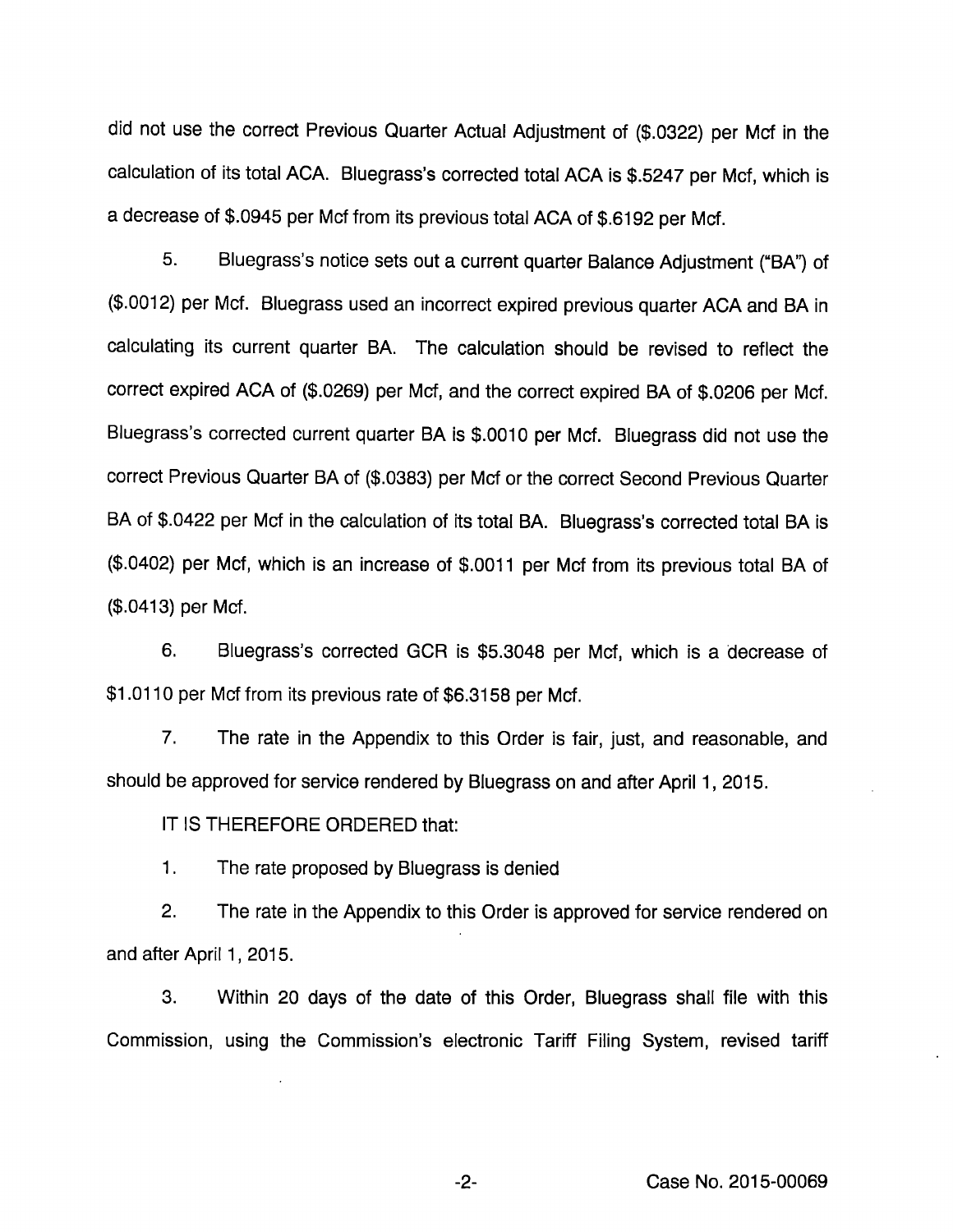did not use the correct Previous Quarter Actual Adjustment of ($.0322) per Mcf in the calculation of its total ACA. Bluegrass's corrected total ACA is $.5247 per Mcf, which is a decrease of $.0945 per Mcf from its previous total ACA of $.6192 per Mcf.

5. Bluegrass's notice sets out a current quarter Balance Adjustment ("BA") of ($.0012) per Mcf. Bluegrass used an incorrect expired previous quarter ACA and BA in calculating its current quarter BA. The calculation should be revised to reflect the correct expired ACA of ($.0269) per Mcf, and the correct expired BA of $.0206 per Mcf. Bluegrass's corrected current quarter BA is $.0010 per Mcf. Bluegrass did not use the correct Previous Quarter BA of ($.0383) per Mcf or the correct Second Previous Quarter BA of $.0422 per Mcf in the calculation of its total BA. Bluegrass's corrected total BA is ($.0402) per Mcf, which is an increase of $.0011 per Mcf from its previous total BA of ($.0413) per Mcf.

6. Bluegrass's corrected GCR is $5.3048 per Mcf, which is a decrease of $1.0110 per Mcf from its previous rate of $6.3158 per Mcf.

7. The rate in the Appendix to this Order is fair, just, and reasonable, and should be approved for service rendered by Bluegrass on and after April 1, 2015.

IT IS THEREFORE ORDERED that:

1. The rate proposed by Bluegrass is denied

2. The rate in the Appendix to this Order is approved for service rendered on and after April 1, 2015.

3. Within 20 days of the date of this Order, Bluegrass shall file with this Commission, using the Commission's electronic Tariff Filing System, revised tariff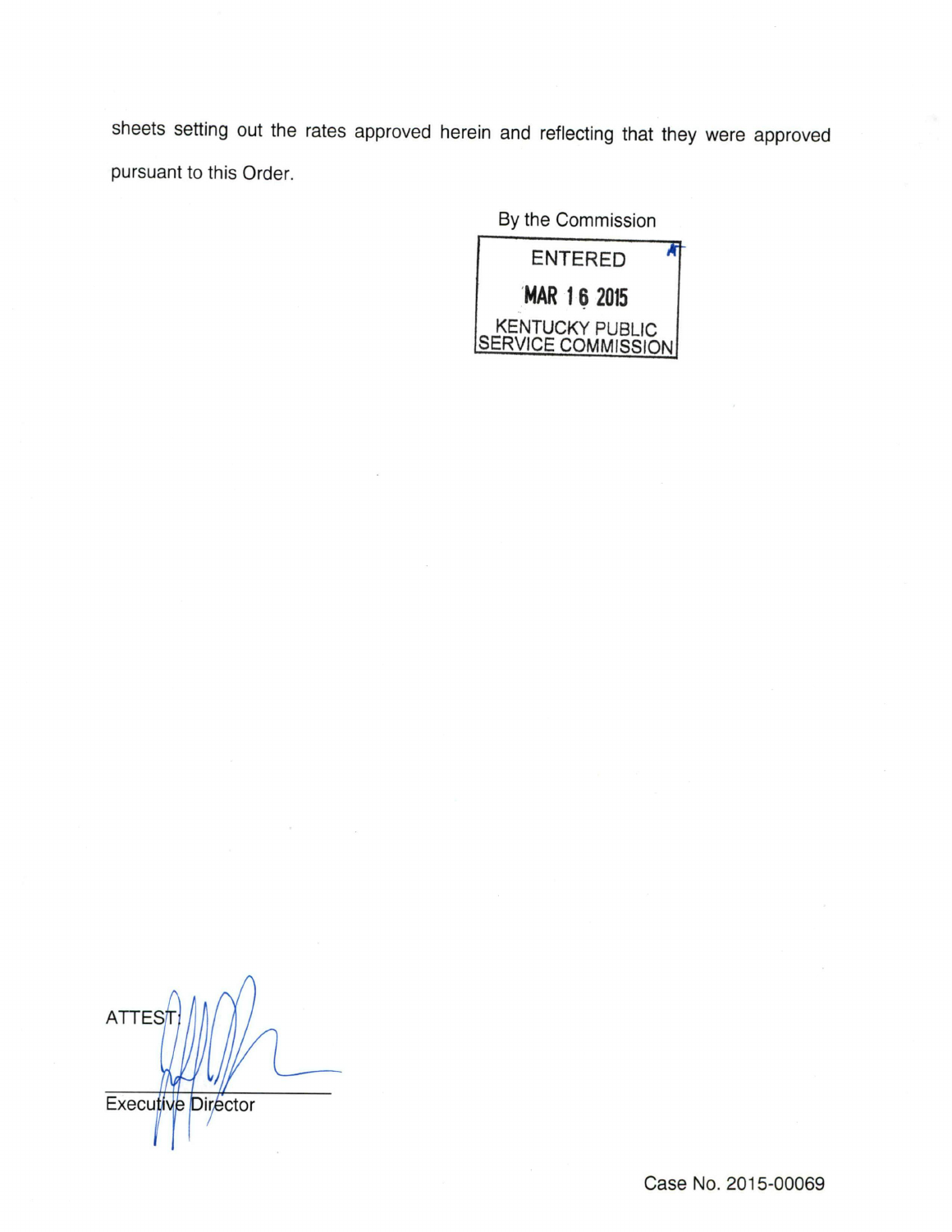sheets setting out the rates approved herein and reflecting that they were approved pursuant to this Order.

By the Commission

ENTERED

MAR 16 2015

KENTUCKY PUBLIC SERVICE COMMISSION

ATTEST:

Executive Director

Case No. 2015-00069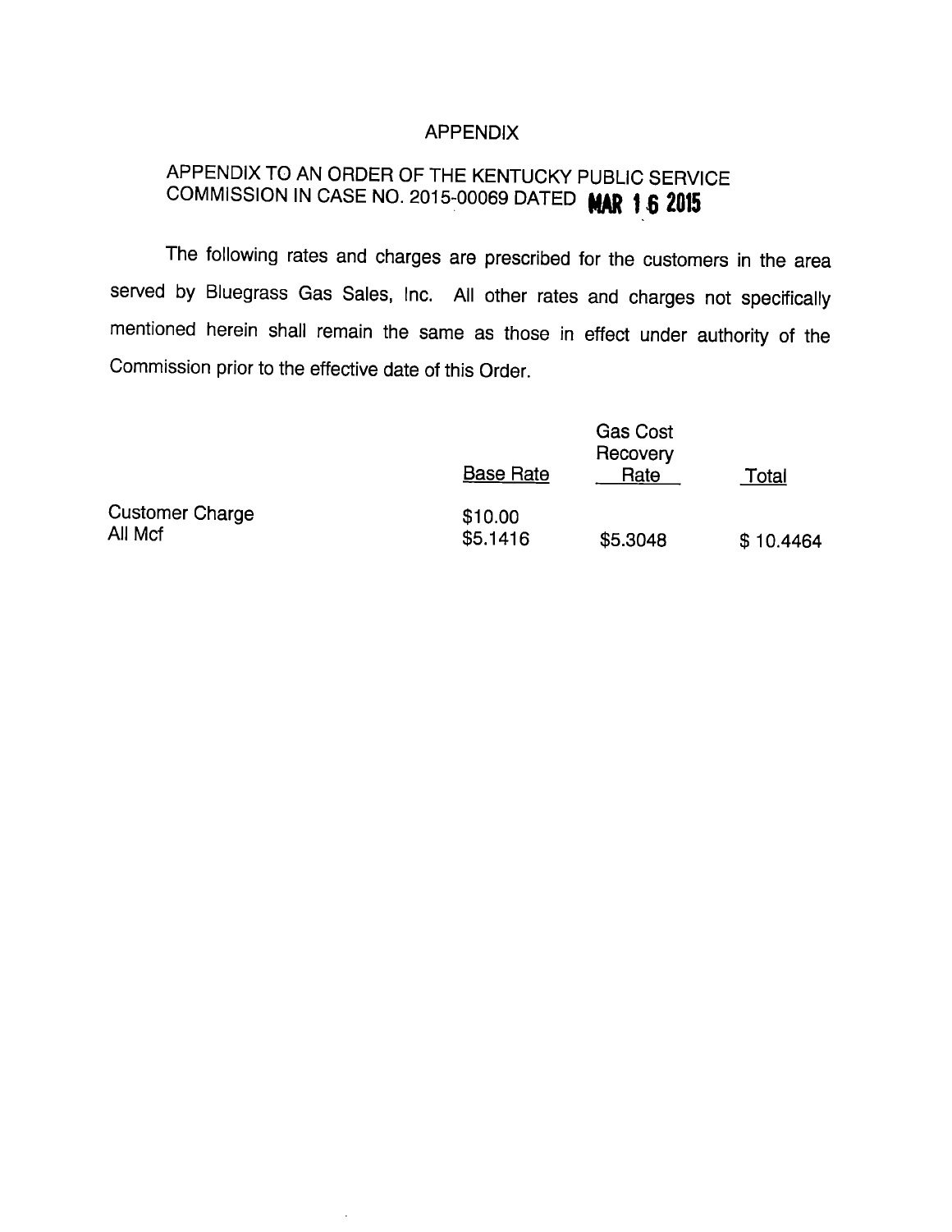# APPENDIX

## APPENDIX TO AN ORDER OF THE KENTUCKY PUBLIC SERVICE COMMISSION IN CASE NO. 2015-00069 DATED MAR 16 2015

The following rates and charges are prescribed for the customers in the area served by Bluegrass Gas Sales, Inc. All other rates and charges not specifically mentioned herein shall remain the same as those in effect under authority of the Commission prior to the effective date of this Order.

| | Base Rate | Gas Cost Recovery Rate | Total |
|---|---|---|---|
| Customer Charge | $10.00 | | |
| All Mcf | $5.1416 | $5.3048 | $ 10.4464 |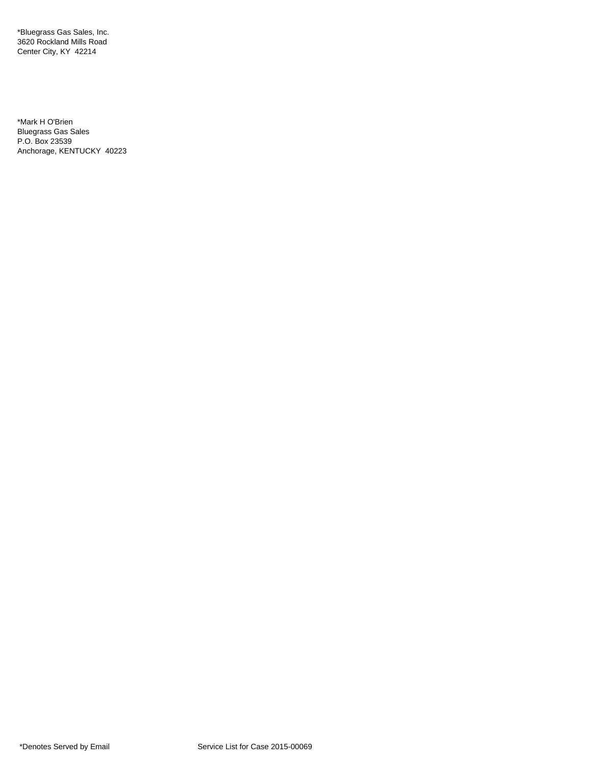*Bluegrass Gas Sales, Inc.
3620 Rockland Mills Road
Center City, KY  42214

*Mark H O'Brien
Bluegrass Gas Sales
P.O. Box 23539
Anchorage, KENTUCKY  40223

*Denotes Served by Email

Service List for Case 2015-00069